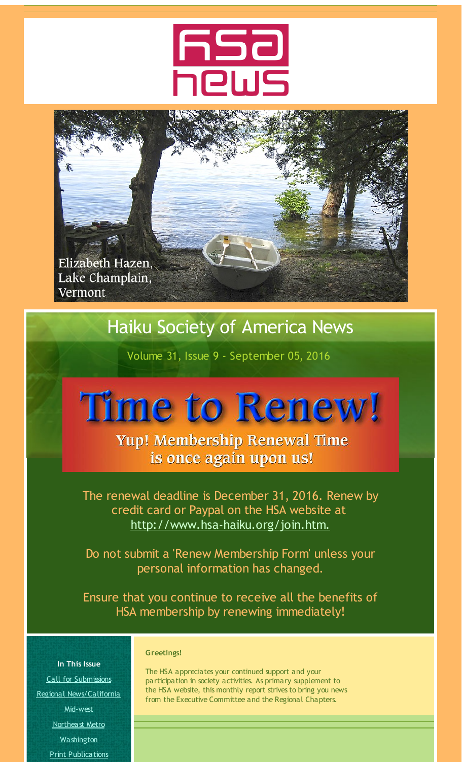# HSA news

Elizabeth Hazen, Lake Champlain, Vermont

# Haiku Society of America News

Volume 31, Issue 9 - September 05, 2016

## Time to Renew!

**Yup! Membership Renewal Time is once again upon us!**

The renewal deadline is December 31, 2016. Renew by credit card or Paypal on the HSA website at http://www.hsa-haiku.org/join.htm.

Do not submit a 'Renew Membership Form' unless your personal information has changed.

Ensure that you continue to receive all the benefits of HSA membership by renewing immediately!

**In This Issue**

- Call for Submissions
- Regional News/California
- Mid-west
- Northeast Metro
- Washington
- Print Publications

**Greetings!**

The HSA appreciates your continued support and your participation in society activities. As primary supplement to the HSA website, this monthly report strives to bring you news from the Executive Committee and the Regional Chapters.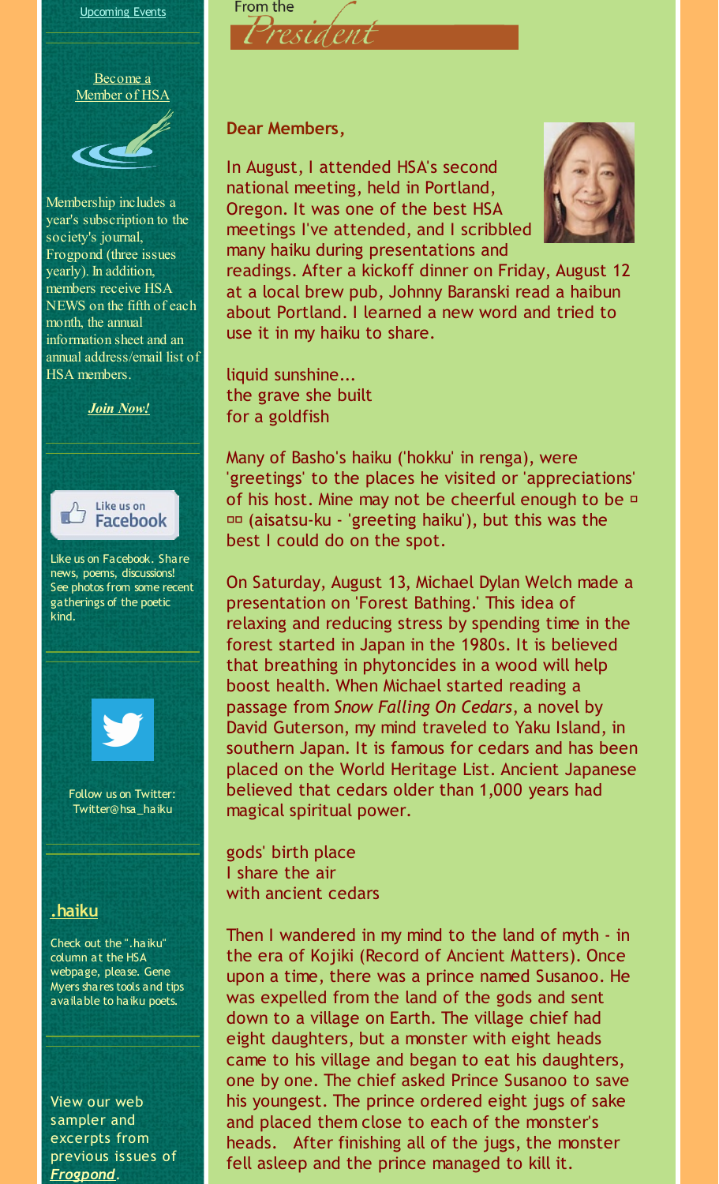Upcoming Events

Become a Member of HSA

Membership includes a year's subscription to the society's journal, Frogpond (three issues yearly). In addition, members receive HSA NEWS on the fifth of each month, the annual information sheet and an annual address/email list of HSA members.

***Join Now!***

Like us on Facebook. Share news, poems, discussions! See photos from some recent gatherings of the poetic kind.

Follow us on Twitter: Twitter@hsa_haiku

**.haiku**

Check out the ".haiku" column at the HSA webpage, please. Gene Myers shares tools and tips available to haiku poets.

View our web sampler and excerpts from previous issues of ***Frogpond***.

## From the President

**Dear Members,**

In August, I attended HSA's second national meeting, held in Portland, Oregon. It was one of the best HSA meetings I've attended, and I scribbled many haiku during presentations and readings. After a kickoff dinner on Friday, August 12 at a local brew pub, Johnny Baranski read a haibun about Portland. I learned a new word and tried to use it in my haiku to share.

liquid sunshine...
the grave she built
for a goldfish

Many of Basho's haiku ('hokku' in renga), were 'greetings' to the places he visited or 'appreciations' of his host. Mine may not be cheerful enough to be □ □□ (aisatsu-ku - 'greeting haiku'), but this was the best I could do on the spot.

On Saturday, August 13, Michael Dylan Welch made a presentation on 'Forest Bathing.' This idea of relaxing and reducing stress by spending time in the forest started in Japan in the 1980s. It is believed that breathing in phytoncides in a wood will help boost health. When Michael started reading a passage from *Snow Falling On Cedars*, a novel by David Guterson, my mind traveled to Yaku Island, in southern Japan. It is famous for cedars and has been placed on the World Heritage List. Ancient Japanese believed that cedars older than 1,000 years had magical spiritual power.

gods' birth place
I share the air
with ancient cedars

Then I wandered in my mind to the land of myth - in the era of Kojiki (Record of Ancient Matters). Once upon a time, there was a prince named Susanoo. He was expelled from the land of the gods and sent down to a village on Earth. The village chief had eight daughters, but a monster with eight heads came to his village and began to eat his daughters, one by one. The chief asked Prince Susanoo to save his youngest. The prince ordered eight jugs of sake and placed them close to each of the monster's heads. After finishing all of the jugs, the monster fell asleep and the prince managed to kill it.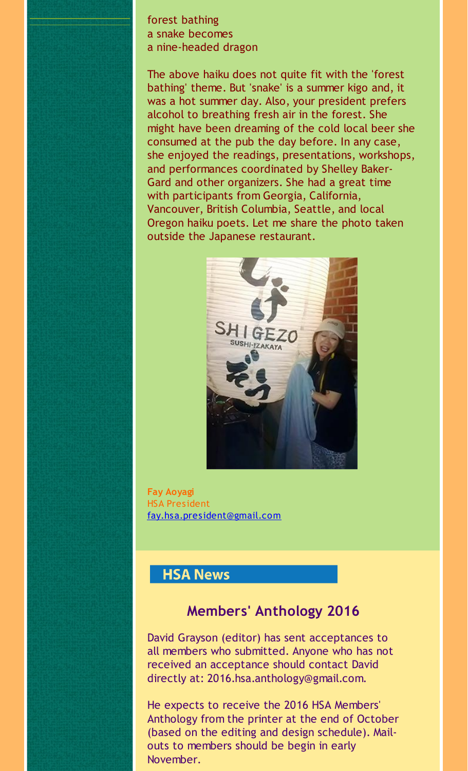forest bathing
a snake becomes
a nine-headed dragon

The above haiku does not quite fit with the 'forest bathing' theme. But 'snake' is a summer kigo and, it was a hot summer day. Also, your president prefers alcohol to breathing fresh air in the forest. She might have been dreaming of the cold local beer she consumed at the pub the day before. In any case, she enjoyed the readings, presentations, workshops, and performances coordinated by Shelley Baker-Gard and other organizers. She had a great time with participants from Georgia, California, Vancouver, British Columbia, Seattle, and local Oregon haiku poets. Let me share the photo taken outside the Japanese restaurant.

**Fay Aoyagi**
HSA President
fay.hsa.president@gmail.com

## HSA News

### Members' Anthology 2016

David Grayson (editor) has sent acceptances to all members who submitted. Anyone who has not received an acceptance should contact David directly at: 2016.hsa.anthology@gmail.com.

He expects to receive the 2016 HSA Members' Anthology from the printer at the end of October (based on the editing and design schedule). Mail-outs to members should be begin in early November.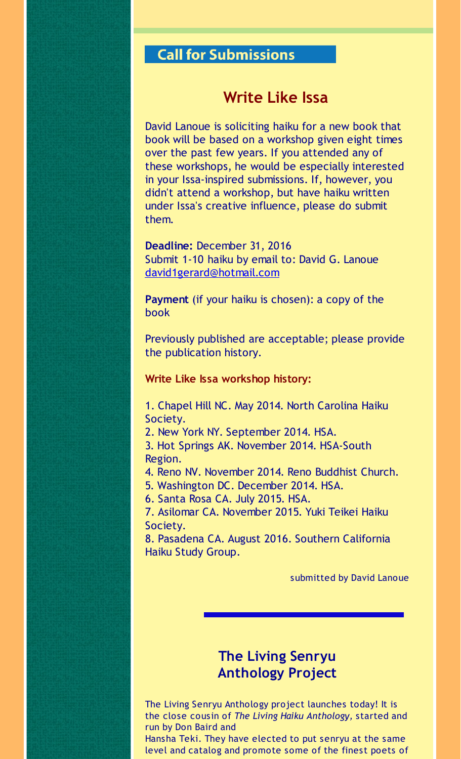## Call for Submissions

### Write Like Issa

David Lanoue is soliciting haiku for a new book that book will be based on a workshop given eight times over the past few years. If you attended any of these workshops, he would be especially interested in your Issa-inspired submissions. If, however, you didn't attend a workshop, but have haiku written under Issa's creative influence, please do submit them.

**Deadline:** December 31, 2016
Submit 1-10 haiku by email to: David G. Lanoue
david1gerard@hotmail.com

**Payment** (if your haiku is chosen): a copy of the book

Previously published are acceptable; please provide the publication history.

**Write Like Issa workshop history:**

1. Chapel Hill NC. May 2014. North Carolina Haiku Society.
2. New York NY. September 2014. HSA.
3. Hot Springs AK. November 2014. HSA-South Region.
4. Reno NV. November 2014. Reno Buddhist Church.
5. Washington DC. December 2014. HSA.
6. Santa Rosa CA. July 2015. HSA.
7. Asilomar CA. November 2015. Yuki Teikei Haiku Society.
8. Pasadena CA. August 2016. Southern California Haiku Study Group.

submitted by David Lanoue

---

### The Living Senryu Anthology Project

The Living Senryu Anthology project launches today! It is the close cousin of *The Living Haiku Anthology*, started and run by Don Baird and
Hansha Teki. They have elected to put senryu at the same level and catalog and promote some of the finest poets of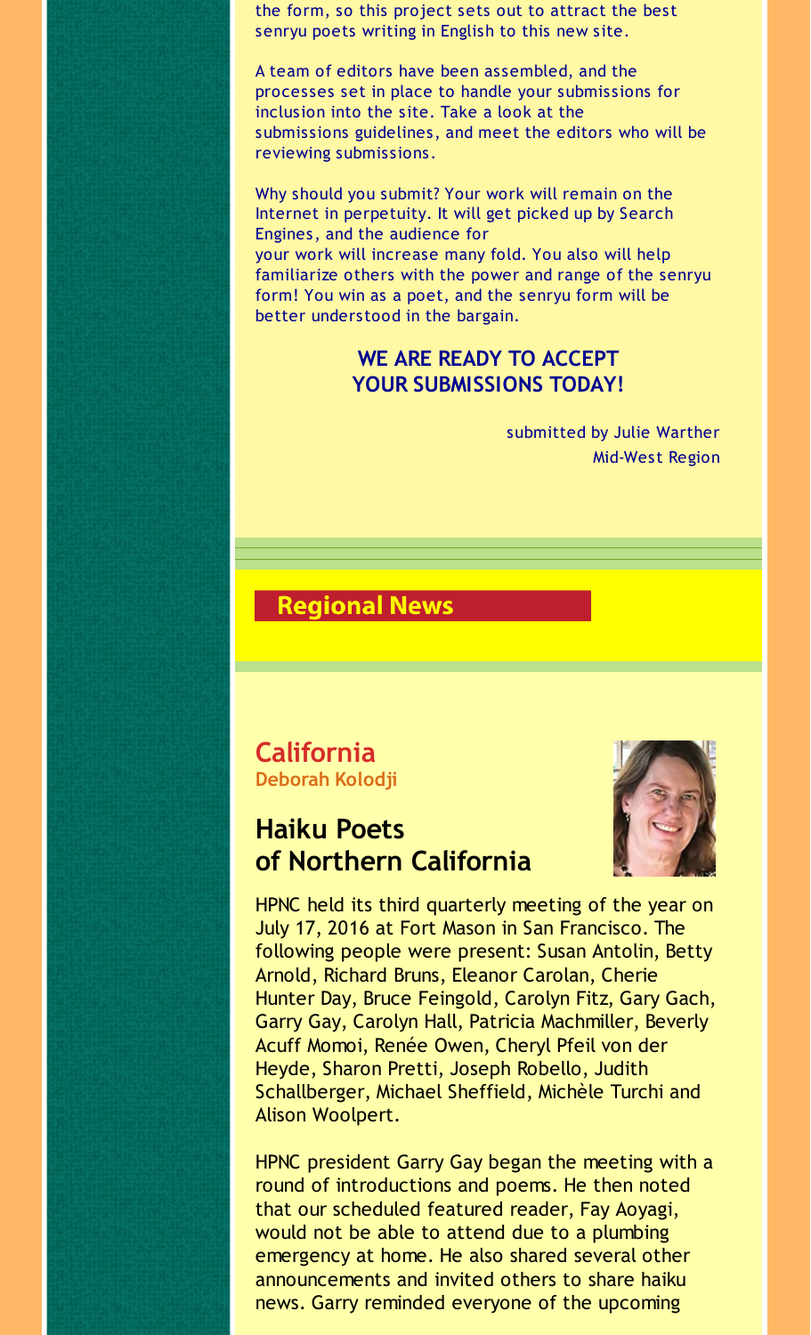the form, so this project sets out to attract the best senryu poets writing in English to this new site.

A team of editors have been assembled, and the processes set in place to handle your submissions for inclusion into the site. Take a look at the submissions guidelines, and meet the editors who will be reviewing submissions.

Why should you submit? Your work will remain on the Internet in perpetuity. It will get picked up by Search Engines, and the audience for your work will increase many fold. You also will help familiarize others with the power and range of the senryu form! You win as a poet, and the senryu form will be better understood in the bargain.

**WE ARE READY TO ACCEPT YOUR SUBMISSIONS TODAY!**

submitted by Julie Warther
Mid-West Region

## Regional News

### California

**Deborah Kolodji**

### Haiku Poets of Northern California

HPNC held its third quarterly meeting of the year on July 17, 2016 at Fort Mason in San Francisco. The following people were present: Susan Antolin, Betty Arnold, Richard Bruns, Eleanor Carolan, Cherie Hunter Day, Bruce Feingold, Carolyn Fitz, Gary Gach, Garry Gay, Carolyn Hall, Patricia Machmiller, Beverly Acuff Momoi, Renée Owen, Cheryl Pfeil von der Heyde, Sharon Pretti, Joseph Robello, Judith Schallberger, Michael Sheffield, Michèle Turchi and Alison Woolpert.

HPNC president Garry Gay began the meeting with a round of introductions and poems. He then noted that our scheduled featured reader, Fay Aoyagi, would not be able to attend due to a plumbing emergency at home. He also shared several other announcements and invited others to share haiku news. Garry reminded everyone of the upcoming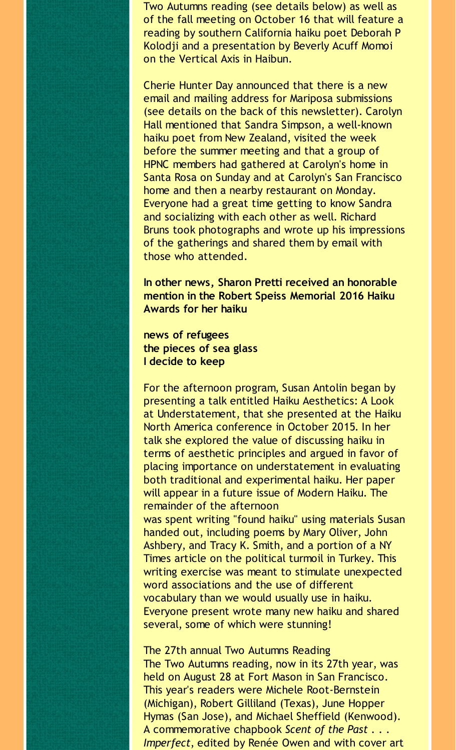Two Autumns reading (see details below) as well as of the fall meeting on October 16 that will feature a reading by southern California haiku poet Deborah P Kolodji and a presentation by Beverly Acuff Momoi on the Vertical Axis in Haibun.

Cherie Hunter Day announced that there is a new email and mailing address for Mariposa submissions (see details on the back of this newsletter). Carolyn Hall mentioned that Sandra Simpson, a well-known haiku poet from New Zealand, visited the week before the summer meeting and that a group of HPNC members had gathered at Carolyn's home in Santa Rosa on Sunday and at Carolyn's San Francisco home and then a nearby restaurant on Monday. Everyone had a great time getting to know Sandra and socializing with each other as well. Richard Bruns took photographs and wrote up his impressions of the gatherings and shared them by email with those who attended.

**In other news, Sharon Pretti received an honorable mention in the Robert Speiss Memorial 2016 Haiku Awards for her haiku**

**news of refugees**
**the pieces of sea glass**
**I decide to keep**

For the afternoon program, Susan Antolin began by presenting a talk entitled Haiku Aesthetics: A Look at Understatement, that she presented at the Haiku North America conference in October 2015. In her talk she explored the value of discussing haiku in terms of aesthetic principles and argued in favor of placing importance on understatement in evaluating both traditional and experimental haiku. Her paper will appear in a future issue of Modern Haiku. The remainder of the afternoon was spent writing "found haiku" using materials Susan handed out, including poems by Mary Oliver, John Ashbery, and Tracy K. Smith, and a portion of a NY Times article on the political turmoil in Turkey. This writing exercise was meant to stimulate unexpected word associations and the use of different vocabulary than we would usually use in haiku. Everyone present wrote many new haiku and shared several, some of which were stunning!

The 27th annual Two Autumns Reading

The Two Autumns reading, now in its 27th year, was held on August 28 at Fort Mason in San Francisco. This year's readers were Michele Root-Bernstein (Michigan), Robert Gilliland (Texas), June Hopper Hymas (San Jose), and Michael Sheffield (Kenwood). A commemorative chapbook *Scent of the Past . . . Imperfect*, edited by Renée Owen and with cover art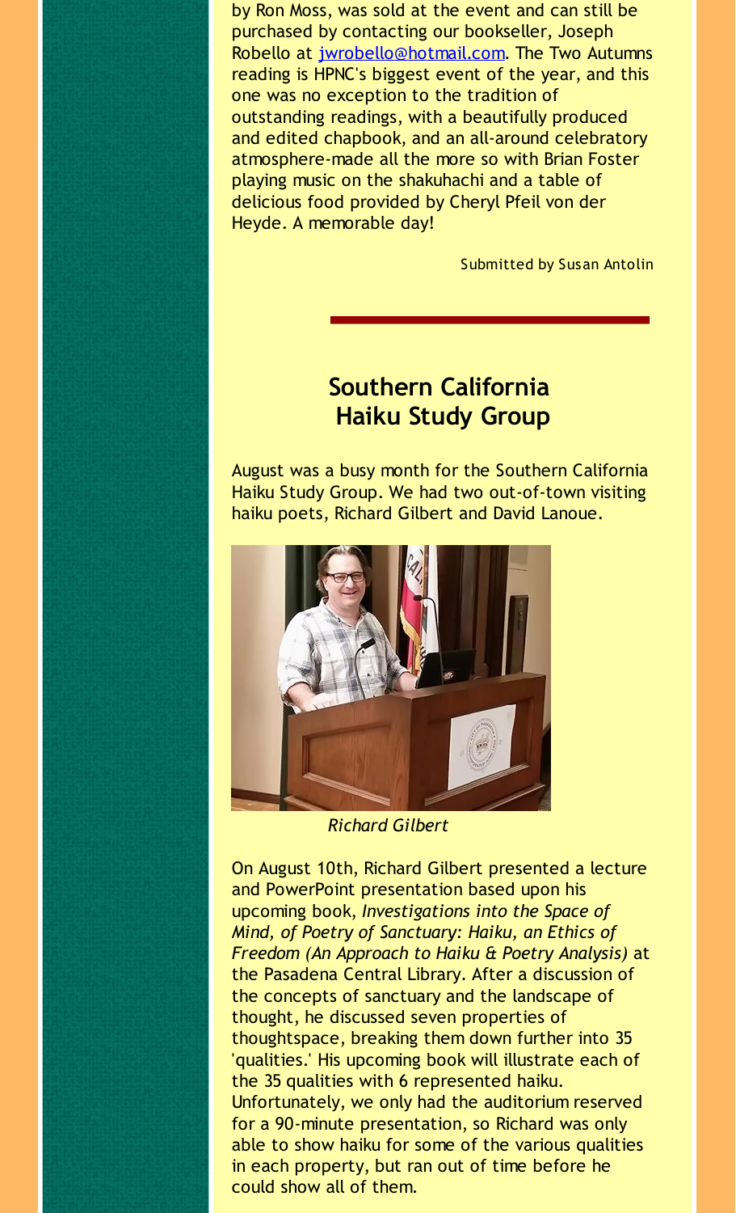by Ron Moss, was sold at the event and can still be purchased by contacting our bookseller, Joseph Robello at [jwrobello@hotmail.com](mailto:jwrobello@hotmail.com). The Two Autumns reading is HPNC's biggest event of the year, and this one was no exception to the tradition of outstanding readings, with a beautifully produced and edited chapbook, and an all-around celebratory atmosphere-made all the more so with Brian Foster playing music on the shakuhachi and a table of delicious food provided by Cheryl Pfeil von der Heyde. A memorable day!

Submitted by Susan Antolin

## Southern California Haiku Study Group

August was a busy month for the Southern California Haiku Study Group. We had two out-of-town visiting haiku poets, Richard Gilbert and David Lanoue.

*Richard Gilbert*

On August 10th, Richard Gilbert presented a lecture and PowerPoint presentation based upon his upcoming book, *Investigations into the Space of Mind, of Poetry of Sanctuary: Haiku, an Ethics of Freedom (An Approach to Haiku & Poetry Analysis)* at the Pasadena Central Library. After a discussion of the concepts of sanctuary and the landscape of thought, he discussed seven properties of thoughtspace, breaking them down further into 35 'qualities.' His upcoming book will illustrate each of the 35 qualities with 6 represented haiku. Unfortunately, we only had the auditorium reserved for a 90-minute presentation, so Richard was only able to show haiku for some of the various qualities in each property, but ran out of time before he could show all of them.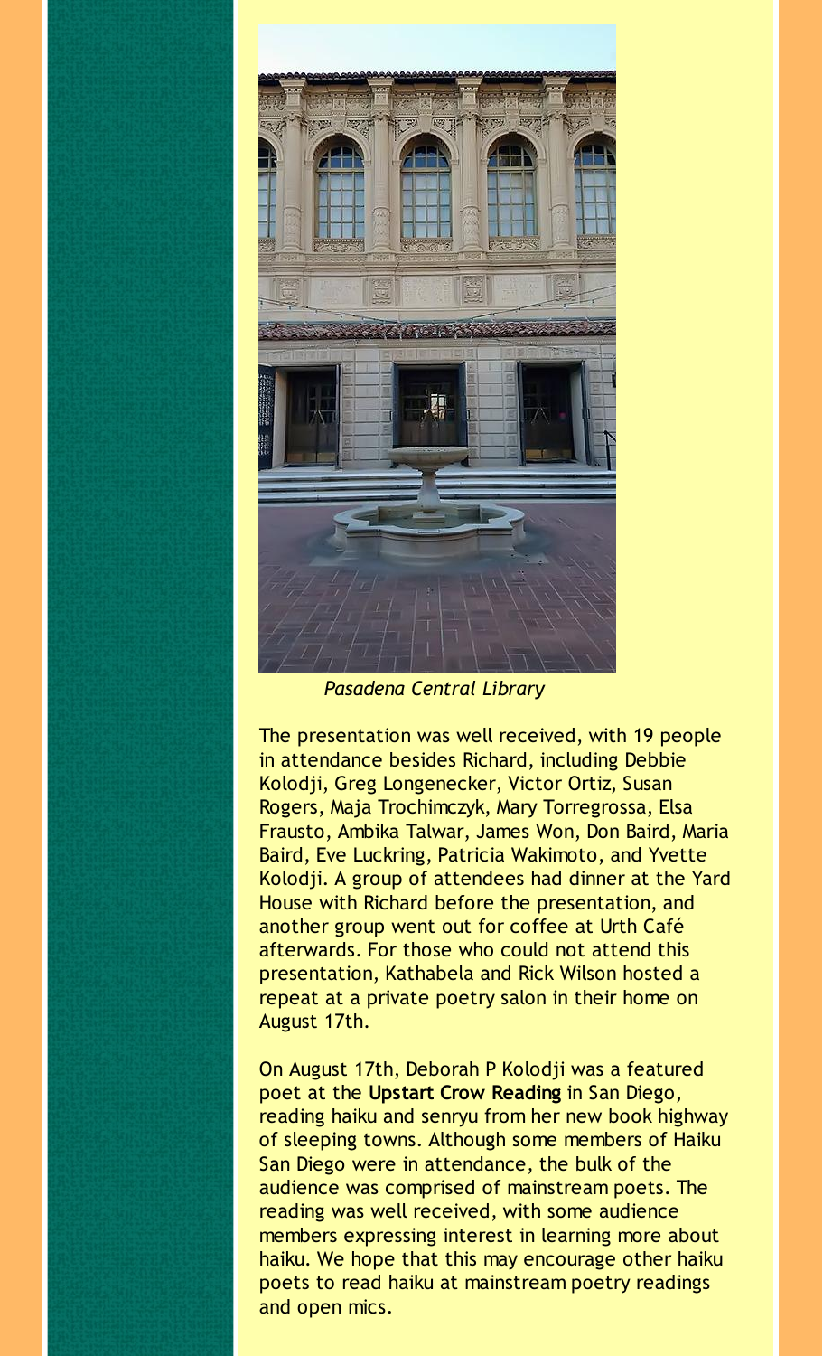*Pasadena Central Library*

The presentation was well received, with 19 people in attendance besides Richard, including Debbie Kolodji, Greg Longenecker, Victor Ortiz, Susan Rogers, Maja Trochimczyk, Mary Torregrossa, Elsa Frausto, Ambika Talwar, James Won, Don Baird, Maria Baird, Eve Luckring, Patricia Wakimoto, and Yvette Kolodji. A group of attendees had dinner at the Yard House with Richard before the presentation, and another group went out for coffee at Urth Café afterwards. For those who could not attend this presentation, Kathabela and Rick Wilson hosted a repeat at a private poetry salon in their home on August 17th.

On August 17th, Deborah P Kolodji was a featured poet at the **Upstart Crow Reading** in San Diego, reading haiku and senryu from her new book highway of sleeping towns. Although some members of Haiku San Diego were in attendance, the bulk of the audience was comprised of mainstream poets. The reading was well received, with some audience members expressing interest in learning more about haiku. We hope that this may encourage other haiku poets to read haiku at mainstream poetry readings and open mics.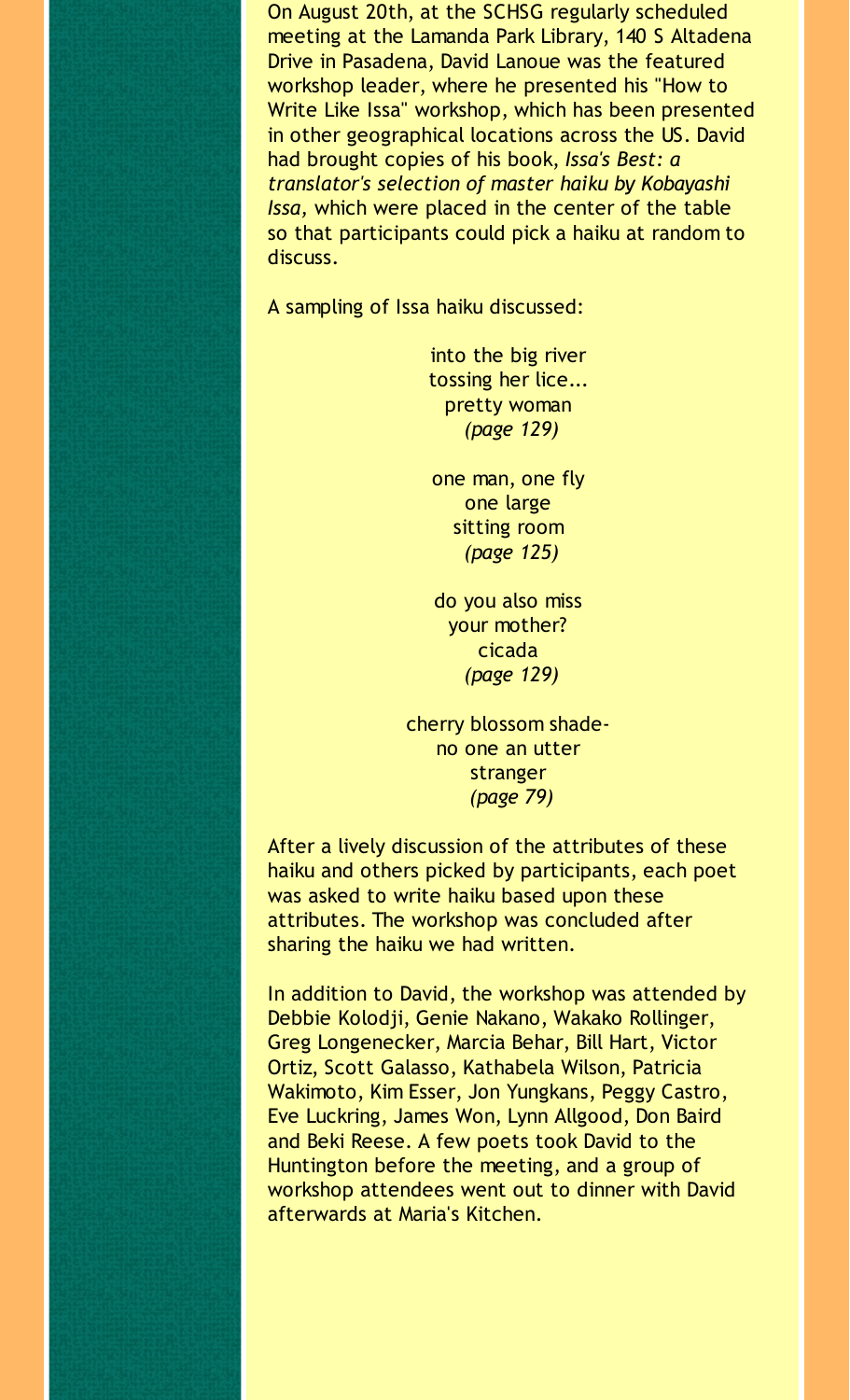On August 20th, at the SCHSG regularly scheduled meeting at the Lamanda Park Library, 140 S Altadena Drive in Pasadena, David Lanoue was the featured workshop leader, where he presented his "How to Write Like Issa" workshop, which has been presented in other geographical locations across the US. David had brought copies of his book, *Issa's Best: a translator's selection of master haiku by Kobayashi Issa,* which were placed in the center of the table so that participants could pick a haiku at random to discuss.

A sampling of Issa haiku discussed:

into the big river  
tossing her lice...  
pretty woman  
*(page 129)*

one man, one fly  
one large  
sitting room  
*(page 125)*

do you also miss  
your mother?  
cicada  
*(page 129)*

cherry blossom shade-  
no one an utter  
stranger  
*(page 79)*

After a lively discussion of the attributes of these haiku and others picked by participants, each poet was asked to write haiku based upon these attributes. The workshop was concluded after sharing the haiku we had written.

In addition to David, the workshop was attended by Debbie Kolodji, Genie Nakano, Wakako Rollinger, Greg Longenecker, Marcia Behar, Bill Hart, Victor Ortiz, Scott Galasso, Kathabela Wilson, Patricia Wakimoto, Kim Esser, Jon Yungkans, Peggy Castro, Eve Luckring, James Won, Lynn Allgood, Don Baird and Beki Reese. A few poets took David to the Huntington before the meeting, and a group of workshop attendees went out to dinner with David afterwards at Maria's Kitchen.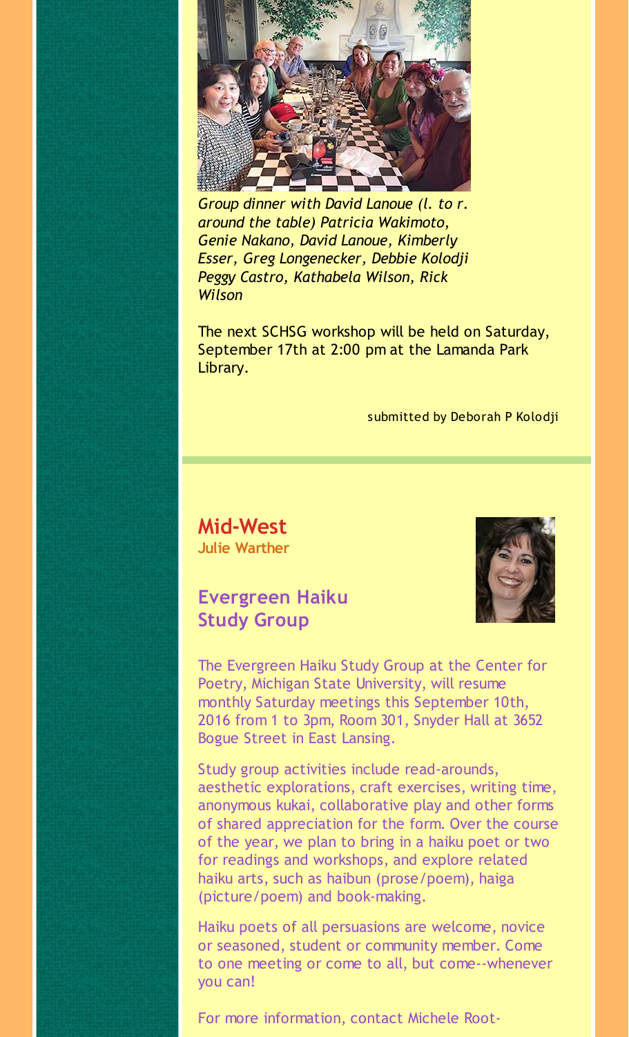*Group dinner with David Lanoue (l. to r. around the table) Patricia Wakimoto, Genie Nakano, David Lanoue, Kimberly Esser, Greg Longenecker, Debbie Kolodji Peggy Castro, Kathabela Wilson, Rick Wilson*

The next SCHSG workshop will be held on Saturday, September 17th at 2:00 pm at the Lamanda Park Library.

submitted by Deborah P Kolodji

---

## Mid-West

**Julie Warther**

### Evergreen Haiku Study Group

The Evergreen Haiku Study Group at the Center for Poetry, Michigan State University, will resume monthly Saturday meetings this September 10th, 2016 from 1 to 3pm, Room 301, Snyder Hall at 3652 Bogue Street in East Lansing.

Study group activities include read-arounds, aesthetic explorations, craft exercises, writing time, anonymous kukai, collaborative play and other forms of shared appreciation for the form. Over the course of the year, we plan to bring in a haiku poet or two for readings and workshops, and explore related haiku arts, such as haibun (prose/poem), haiga (picture/poem) and book-making.

Haiku poets of all persuasions are welcome, novice or seasoned, student or community member. Come to one meeting or come to all, but come--whenever you can!

For more information, contact Michele Root-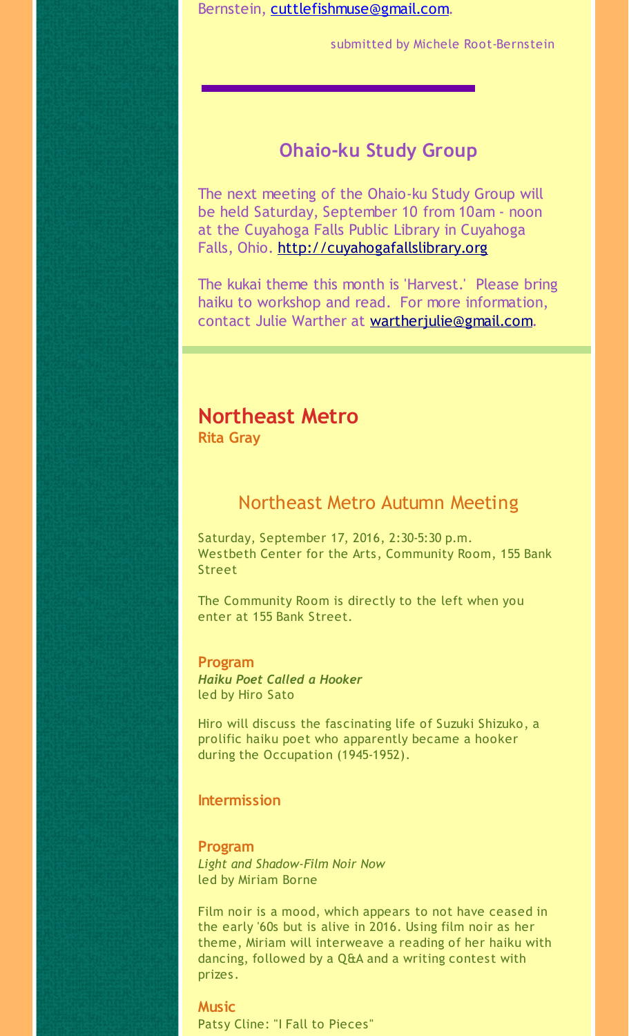Bernstein, cuttlefishmuse@gmail.com.

submitted by Michele Root-Bernstein

---

## Ohaio-ku Study Group

The next meeting of the Ohaio-ku Study Group will be held Saturday, September 10 from 10am - noon at the Cuyahoga Falls Public Library in Cuyahoga Falls, Ohio. http://cuyahogafallslibrary.org

The kukai theme this month is 'Harvest.' Please bring haiku to workshop and read. For more information, contact Julie Warther at wartherjulie@gmail.com.

---

# Northeast Metro

**Rita Gray**

## Northeast Metro Autumn Meeting

Saturday, September 17, 2016, 2:30-5:30 p.m.
Westbeth Center for the Arts, Community Room, 155 Bank Street

The Community Room is directly to the left when you enter at 155 Bank Street.

**Program**
***Haiku Poet Called a Hooker***
led by Hiro Sato

Hiro will discuss the fascinating life of Suzuki Shizuko, a prolific haiku poet who apparently became a hooker during the Occupation (1945-1952).

**Intermission**

**Program**
*Light and Shadow-Film Noir Now*
led by Miriam Borne

Film noir is a mood, which appears to not have ceased in the early '60s but is alive in 2016. Using film noir as her theme, Miriam will interweave a reading of her haiku with dancing, followed by a Q&A and a writing contest with prizes.

**Music**
Patsy Cline: "I Fall to Pieces"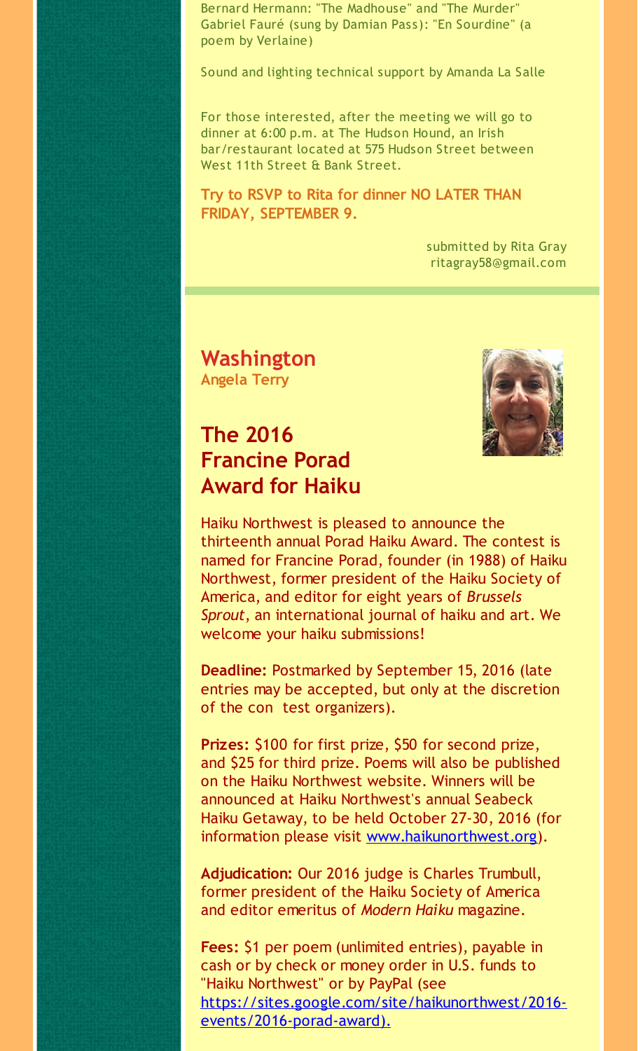Bernard Hermann: "The Madhouse" and "The Murder"
Gabriel Fauré (sung by Damian Pass): "En Sourdine" (a poem by Verlaine)

Sound and lighting technical support by Amanda La Salle

For those interested, after the meeting we will go to dinner at 6:00 p.m. at The Hudson Hound, an Irish bar/restaurant located at 575 Hudson Street between West 11th Street & Bank Street.

**Try to RSVP to Rita for dinner NO LATER THAN FRIDAY, SEPTEMBER 9.**

submitted by Rita Gray
ritagray58@gmail.com

## Washington
**Angela Terry**

## The 2016 Francine Porad Award for Haiku

Haiku Northwest is pleased to announce the thirteenth annual Porad Haiku Award. The contest is named for Francine Porad, founder (in 1988) of Haiku Northwest, former president of the Haiku Society of America, and editor for eight years of *Brussels Sprout*, an international journal of haiku and art. We welcome your haiku submissions!

**Deadline:** Postmarked by September 15, 2016 (late entries may be accepted, but only at the discretion of the con test organizers).

**Prizes:** $100 for first prize, $50 for second prize, and $25 for third prize. Poems will also be published on the Haiku Northwest website. Winners will be announced at Haiku Northwest's annual Seabeck Haiku Getaway, to be held October 27-30, 2016 (for information please visit [www.haikunorthwest.org](http://www.haikunorthwest.org)).

**Adjudication:** Our 2016 judge is Charles Trumbull, former president of the Haiku Society of America and editor emeritus of *Modern Haiku* magazine.

**Fees:** $1 per poem (unlimited entries), payable in cash or by check or money order in U.S. funds to "Haiku Northwest" or by PayPal (see [https://sites.google.com/site/haikunorthwest/2016-events/2016-porad-award](https://sites.google.com/site/haikunorthwest/2016-events/2016-porad-award)).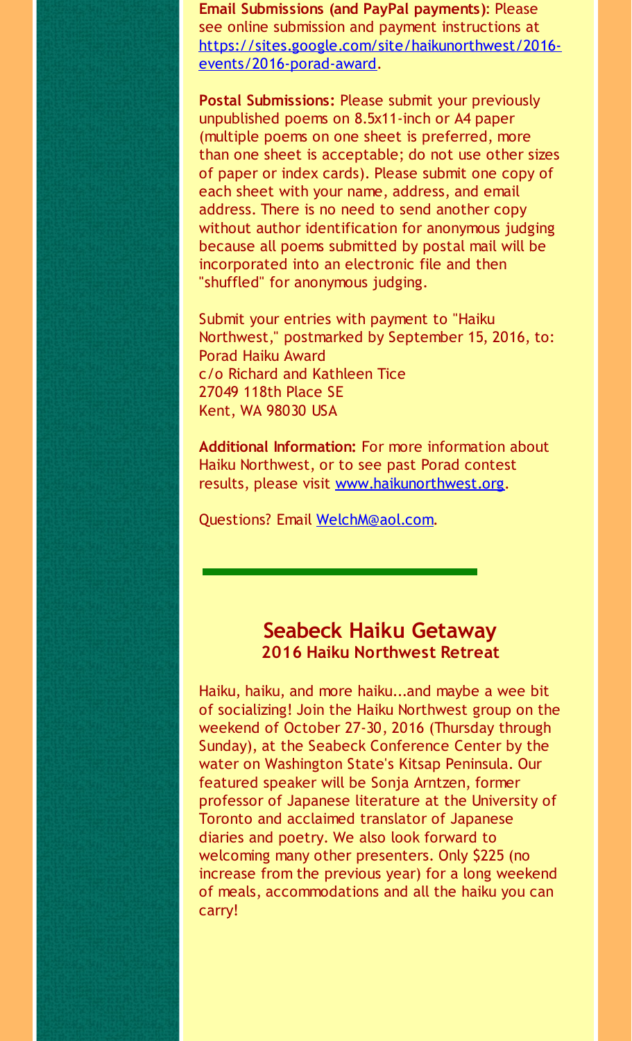**Email Submissions (and PayPal payments)**: Please see online submission and payment instructions at [https://sites.google.com/site/haikunorthwest/2016-events/2016-porad-award](https://sites.google.com/site/haikunorthwest/2016-events/2016-porad-award).

**Postal Submissions:** Please submit your previously unpublished poems on 8.5x11-inch or A4 paper (multiple poems on one sheet is preferred, more than one sheet is acceptable; do not use other sizes of paper or index cards). Please submit one copy of each sheet with your name, address, and email address. There is no need to send another copy without author identification for anonymous judging because all poems submitted by postal mail will be incorporated into an electronic file and then "shuffled" for anonymous judging.

Submit your entries with payment to "Haiku Northwest," postmarked by September 15, 2016, to:
Porad Haiku Award
c/o Richard and Kathleen Tice
27049 118th Place SE
Kent, WA 98030 USA

**Additional Information:** For more information about Haiku Northwest, or to see past Porad contest results, please visit [www.haikunorthwest.org](http://www.haikunorthwest.org).

Questions? Email [WelchM@aol.com](mailto:WelchM@aol.com).

---

## Seabeck Haiku Getaway

### 2016 Haiku Northwest Retreat

Haiku, haiku, and more haiku...and maybe a wee bit of socializing! Join the Haiku Northwest group on the weekend of October 27-30, 2016 (Thursday through Sunday), at the Seabeck Conference Center by the water on Washington State's Kitsap Peninsula. Our featured speaker will be Sonja Arntzen, former professor of Japanese literature at the University of Toronto and acclaimed translator of Japanese diaries and poetry. We also look forward to welcoming many other presenters. Only $225 (no increase from the previous year) for a long weekend of meals, accommodations and all the haiku you can carry!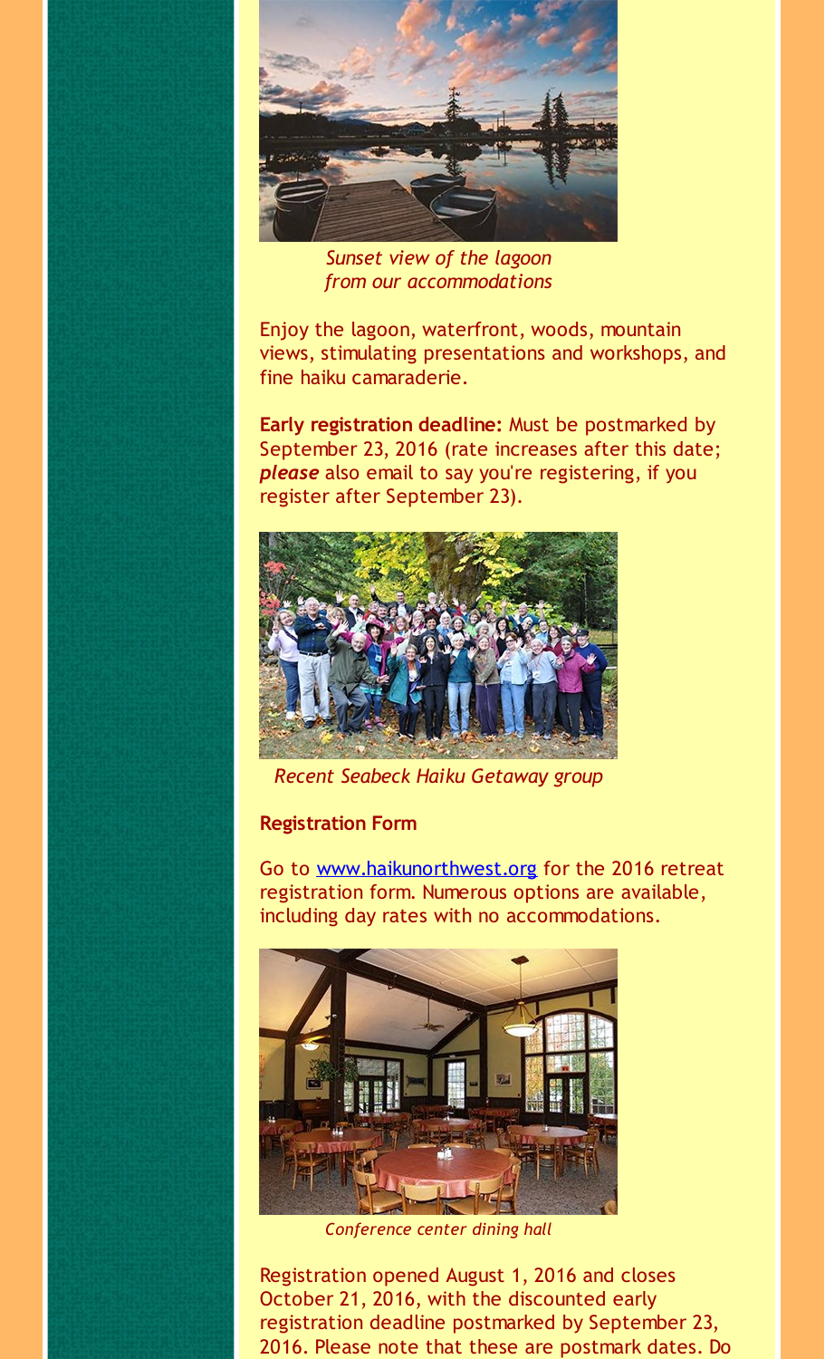*Sunset view of the lagoon from our accommodations*

Enjoy the lagoon, waterfront, woods, mountain views, stimulating presentations and workshops, and fine haiku camaraderie.

**Early registration deadline:** Must be postmarked by September 23, 2016 (rate increases after this date; ***please*** also email to say you're registering, if you register after September 23).

*Recent Seabeck Haiku Getaway group*

**Registration Form**

Go to [www.haikunorthwest.org](http://www.haikunorthwest.org) for the 2016 retreat registration form. Numerous options are available, including day rates with no accommodations.

*Conference center dining hall*

Registration opened August 1, 2016 and closes October 21, 2016, with the discounted early registration deadline postmarked by September 23, 2016. Please note that these are postmark dates. Do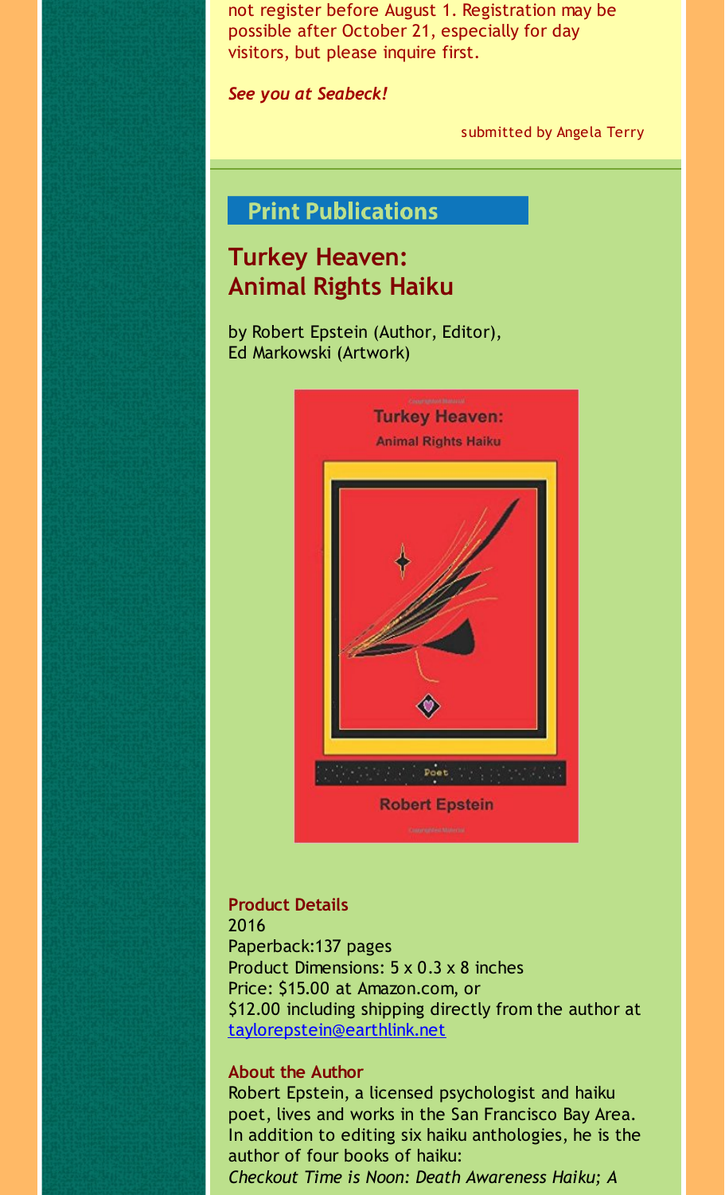not register before August 1. Registration may be possible after October 21, especially for day visitors, but please inquire first.

***See you at Seabeck!***

submitted by Angela Terry

## Print Publications

## Turkey Heaven: Animal Rights Haiku

by Robert Epstein (Author, Editor), Ed Markowski (Artwork)

**Product Details**
2016
Paperback:137 pages
Product Dimensions: 5 x 0.3 x 8 inches
Price: $15.00 at Amazon.com, or
$12.00 including shipping directly from the author at taylorepstein@earthlink.net

**About the Author**
Robert Epstein, a licensed psychologist and haiku poet, lives and works in the San Francisco Bay Area. In addition to editing six haiku anthologies, he is the author of four books of haiku:
*Checkout Time is Noon: Death Awareness Haiku; A*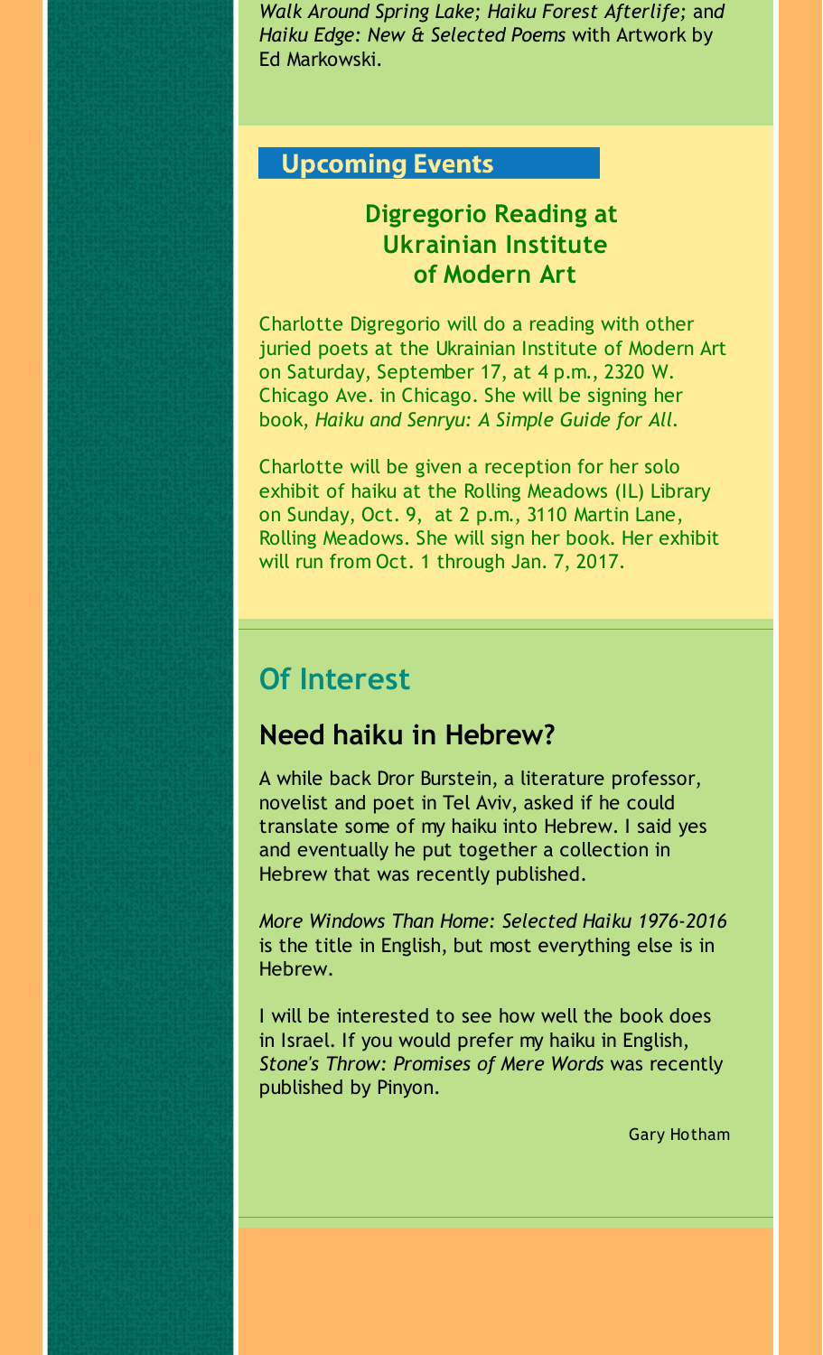*Walk Around Spring Lake; Haiku Forest Afterlife;* and *Haiku Edge: New & Selected Poems* with Artwork by Ed Markowski.

## Upcoming Events

### Digregorio Reading at Ukrainian Institute of Modern Art

Charlotte Digregorio will do a reading with other juried poets at the Ukrainian Institute of Modern Art on Saturday, September 17, at 4 p.m., 2320 W. Chicago Ave. in Chicago. She will be signing her book, *Haiku and Senryu: A Simple Guide for All.*

Charlotte will be given a reception for her solo exhibit of haiku at the Rolling Meadows (IL) Library on Sunday, Oct. 9, at 2 p.m., 3110 Martin Lane, Rolling Meadows. She will sign her book. Her exhibit will run from Oct. 1 through Jan. 7, 2017.

## Of Interest

### Need haiku in Hebrew?

A while back Dror Burstein, a literature professor, novelist and poet in Tel Aviv, asked if he could translate some of my haiku into Hebrew. I said yes and eventually he put together a collection in Hebrew that was recently published.

*More Windows Than Home: Selected Haiku 1976-2016* is the title in English, but most everything else is in Hebrew.

I will be interested to see how well the book does in Israel. If you would prefer my haiku in English, *Stone's Throw: Promises of Mere Words* was recently published by Pinyon.

Gary Hotham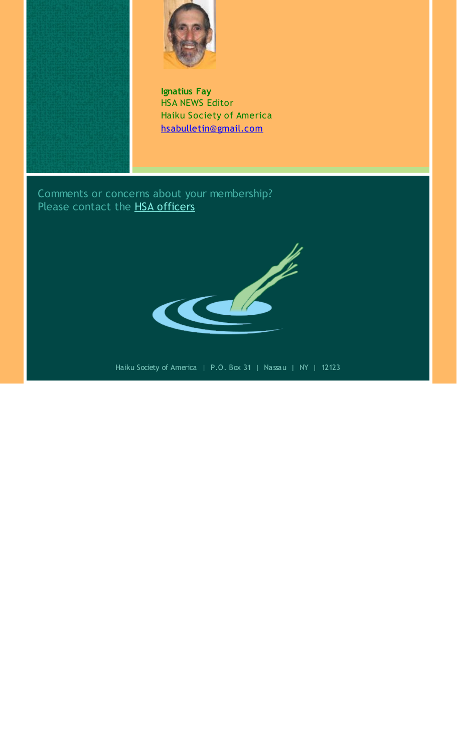**Ignatius Fay**
HSA NEWS Editor
Haiku Society of America
hsabulletin@gmail.com

Comments or concerns about your membership?
Please contact the HSA officers

Haiku Society of America | P.O. Box 31 | Nassau | NY | 12123